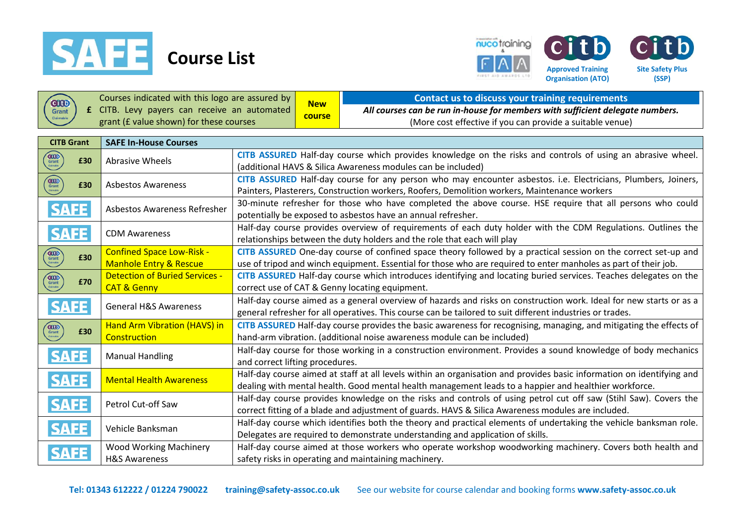# SAFE Course List

nuco training & FAA First Aid Awards Ltd

citb **Approved Training Organisation (ATO)**

citb **Site Safety Plus (SSP)**

| | | | |
|---|---|---|---|
| CITB Grant Claimable £ | Courses indicated with this logo are assured by CITB. Levy payers can receive an automated grant (£ value shown) for these courses | **New course** | **Contact us to discuss your training requirements** *All courses can be run in-house for members with sufficient delegate numbers.* (More cost effective if you can provide a suitable venue) |

| CITB Grant | SAFE In-House Courses | |
|---|---|---|
| £30 | Abrasive Wheels | **CITB ASSURED** Half-day course which provides knowledge on the risks and controls of using an abrasive wheel. (additional HAVS & Silica Awareness modules can be included) |
| £30 | Asbestos Awareness | **CITB ASSURED** Half-day course for any person who may encounter asbestos. i.e. Electricians, Plumbers, Joiners, Painters, Plasterers, Construction workers, Roofers, Demolition workers, Maintenance workers |
| SAFE | Asbestos Awareness Refresher | 30-minute refresher for those who have completed the above course. HSE require that all persons who could potentially be exposed to asbestos have an annual refresher. |
| SAFE | CDM Awareness | Half-day course provides overview of requirements of each duty holder with the CDM Regulations. Outlines the relationships between the duty holders and the role that each will play |
| £30 | Confined Space Low-Risk - Manhole Entry & Rescue (New course) | **CITB ASSURED** One-day course of confined space theory followed by a practical session on the correct set-up and use of tripod and winch equipment. Essential for those who are required to enter manholes as part of their job. |
| £70 | Detection of Buried Services - CAT & Genny (New course) | **CITB ASSURED** Half-day course which introduces identifying and locating buried services. Teaches delegates on the correct use of CAT & Genny locating equipment. |
| SAFE | General H&S Awareness | Half-day course aimed as a general overview of hazards and risks on construction work. Ideal for new starts or as a general refresher for all operatives. This course can be tailored to suit different industries or trades. |
| £30 | Hand Arm Vibration (HAVS) in Construction (New course) | **CITB ASSURED** Half-day course provides the basic awareness for recognising, managing, and mitigating the effects of hand-arm vibration. (additional noise awareness module can be included) |
| SAFE | Manual Handling | Half-day course for those working in a construction environment. Provides a sound knowledge of body mechanics and correct lifting procedures. |
| SAFE | Mental Health Awareness (New course) | Half-day course aimed at staff at all levels within an organisation and provides basic information on identifying and dealing with mental health. Good mental health management leads to a happier and healthier workforce. |
| SAFE | Petrol Cut-off Saw | Half-day course provides knowledge on the risks and controls of using petrol cut off saw (Stihl Saw). Covers the correct fitting of a blade and adjustment of guards. HAVS & Silica Awareness modules are included. |
| SAFE | Vehicle Banksman | Half-day course which identifies both the theory and practical elements of undertaking the vehicle banksman role. Delegates are required to demonstrate understanding and application of skills. |
| SAFE | Wood Working Machinery H&S Awareness | Half-day course aimed at those workers who operate workshop woodworking machinery. Covers both health and safety risks in operating and maintaining machinery. |

**Tel: 01343 612222 / 01224 790022** **training@safety-assoc.co.uk** See our website for course calendar and booking forms **www.safety-assoc.co.uk**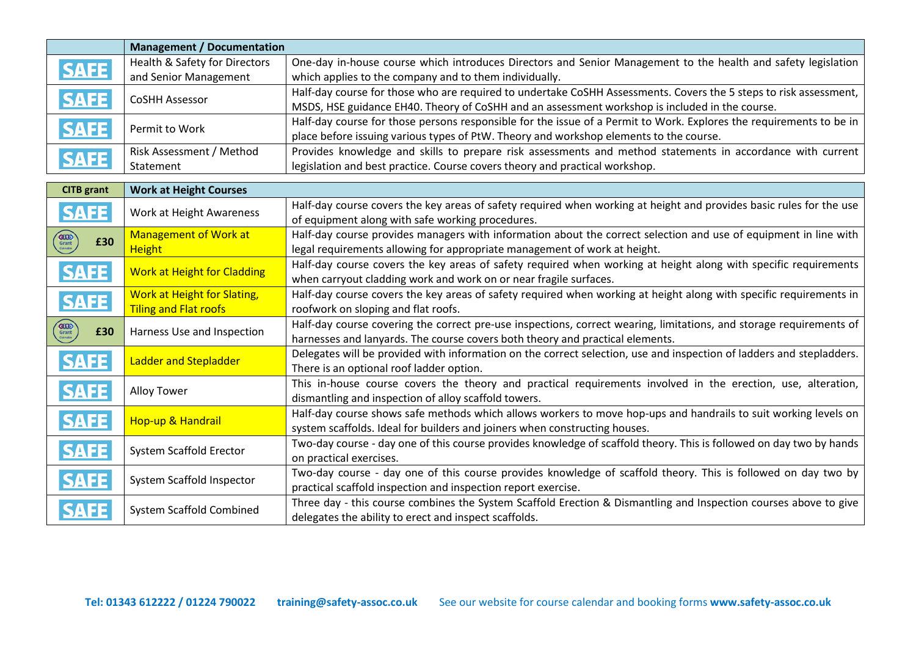| | Management / Documentation | |
|---|---|---|
| SAFE | Health & Safety for Directors and Senior Management | One-day in-house course which introduces Directors and Senior Management to the health and safety legislation which applies to the company and to them individually. |
| SAFE | CoSHH Assessor | Half-day course for those who are required to undertake CoSHH Assessments. Covers the 5 steps to risk assessment, MSDS, HSE guidance EH40. Theory of CoSHH and an assessment workshop is included in the course. |
| SAFE | Permit to Work | Half-day course for those persons responsible for the issue of a Permit to Work. Explores the requirements to be in place before issuing various types of PtW. Theory and workshop elements to the course. |
| SAFE | Risk Assessment / Method Statement | Provides knowledge and skills to prepare risk assessments and method statements in accordance with current legislation and best practice. Course covers theory and practical workshop. |

| CITB grant | Work at Height Courses | |
|---|---|---|
| SAFE | Work at Height Awareness | Half-day course covers the key areas of safety required when working at height and provides basic rules for the use of equipment along with safe working procedures. |
| CITB Grant £30 | Management of Work at Height | Half-day course provides managers with information about the correct selection and use of equipment in line with legal requirements allowing for appropriate management of work at height. |
| SAFE | Work at Height for Cladding | Half-day course covers the key areas of safety required when working at height along with specific requirements when carryout cladding work and work on or near fragile surfaces. |
| SAFE | Work at Height for Slating, Tiling and Flat roofs | Half-day course covers the key areas of safety required when working at height along with specific requirements in roofwork on sloping and flat roofs. |
| CITB Grant £30 | Harness Use and Inspection | Half-day course covering the correct pre-use inspections, correct wearing, limitations, and storage requirements of harnesses and lanyards. The course covers both theory and practical elements. |
| SAFE | Ladder and Stepladder | Delegates will be provided with information on the correct selection, use and inspection of ladders and stepladders. There is an optional roof ladder option. |
| SAFE | Alloy Tower | This in-house course covers the theory and practical requirements involved in the erection, use, alteration, dismantling and inspection of alloy scaffold towers. |
| SAFE | Hop-up & Handrail | Half-day course shows safe methods which allows workers to move hop-ups and handrails to suit working levels on system scaffolds. Ideal for builders and joiners when constructing houses. |
| SAFE | System Scaffold Erector | Two-day course - day one of this course provides knowledge of scaffold theory. This is followed on day two by hands on practical exercises. |
| SAFE | System Scaffold Inspector | Two-day course - day one of this course provides knowledge of scaffold theory. This is followed on day two by practical scaffold inspection and inspection report exercise. |
| SAFE | System Scaffold Combined | Three day - this course combines the System Scaffold Erection & Dismantling and Inspection courses above to give delegates the ability to erect and inspect scaffolds. |

**Tel: 01343 612222 / 01224 790022** **training@safety-assoc.co.uk** See our website for course calendar and booking forms **www.safety-assoc.co.uk**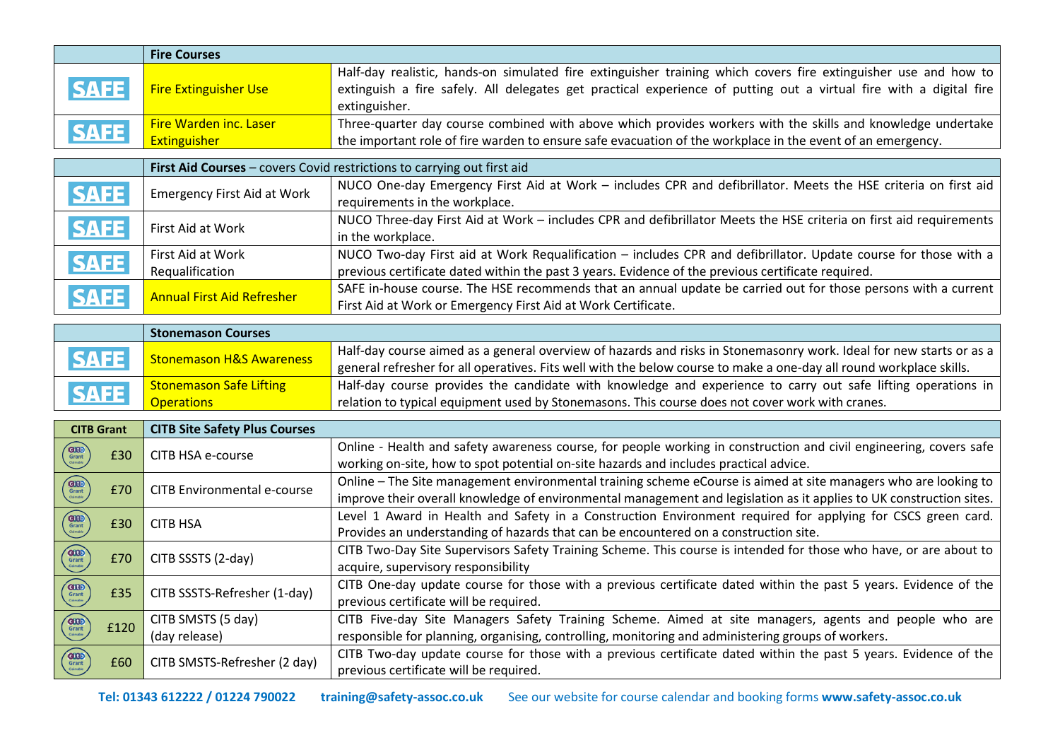| | Fire Courses | |
|---|---|---|
| SAFE | Fire Extinguisher Use | Half-day realistic, hands-on simulated fire extinguisher training which covers fire extinguisher use and how to extinguish a fire safely. All delegates get practical experience of putting out a virtual fire with a digital fire extinguisher. |
| SAFE | Fire Warden inc. Laser Extinguisher | Three-quarter day course combined with above which provides workers with the skills and knowledge undertake the important role of fire warden to ensure safe evacuation of the workplace in the event of an emergency. |

| | **First Aid Courses** – covers Covid restrictions to carrying out first aid | |
|---|---|---|
| SAFE | Emergency First Aid at Work | NUCO One-day Emergency First Aid at Work – includes CPR and defibrillator. Meets the HSE criteria on first aid requirements in the workplace. |
| SAFE | First Aid at Work | NUCO Three-day First Aid at Work – includes CPR and defibrillator Meets the HSE criteria on first aid requirements in the workplace. |
| SAFE | First Aid at Work Requalification | NUCO Two-day First aid at Work Requalification – includes CPR and defibrillator. Update course for those with a previous certificate dated within the past 3 years. Evidence of the previous certificate required. |
| SAFE | Annual First Aid Refresher | SAFE in-house course. The HSE recommends that an annual update be carried out for those persons with a current First Aid at Work or Emergency First Aid at Work Certificate. |

| | Stonemason Courses | |
|---|---|---|
| SAFE | Stonemason H&S Awareness | Half-day course aimed as a general overview of hazards and risks in Stonemasonry work. Ideal for new starts or as a general refresher for all operatives. Fits well with the below course to make a one-day all round workplace skills. |
| SAFE | Stonemason Safe Lifting Operations | Half-day course provides the candidate with knowledge and experience to carry out safe lifting operations in relation to typical equipment used by Stonemasons. This course does not cover work with cranes. |

| CITB Grant | | CITB Site Safety Plus Courses | |
|---|---|---|---|
| CITB Grant | £30 | CITB HSA e-course | Online - Health and safety awareness course, for people working in construction and civil engineering, covers safe working on-site, how to spot potential on-site hazards and includes practical advice. |
| CITB Grant | £70 | CITB Environmental e-course | Online – The Site management environmental training scheme eCourse is aimed at site managers who are looking to improve their overall knowledge of environmental management and legislation as it applies to UK construction sites. |
| CITB Grant | £30 | CITB HSA | Level 1 Award in Health and Safety in a Construction Environment required for applying for CSCS green card. Provides an understanding of hazards that can be encountered on a construction site. |
| CITB Grant | £70 | CITB SSSTS (2-day) | CITB Two-Day Site Supervisors Safety Training Scheme. This course is intended for those who have, or are about to acquire, supervisory responsibility |
| CITB Grant | £35 | CITB SSSTS-Refresher (1-day) | CITB One-day update course for those with a previous certificate dated within the past 5 years. Evidence of the previous certificate will be required. |
| CITB Grant | £120 | CITB SMSTS (5 day) (day release) | CITB Five-day Site Managers Safety Training Scheme. Aimed at site managers, agents and people who are responsible for planning, organising, controlling, monitoring and administering groups of workers. |
| CITB Grant | £60 | CITB SMSTS-Refresher (2 day) | CITB Two-day update course for those with a previous certificate dated within the past 5 years. Evidence of the previous certificate will be required. |

**Tel: 01343 612222 / 01224 790022** **training@safety-assoc.co.uk** See our website for course calendar and booking forms **www.safety-assoc.co.uk**